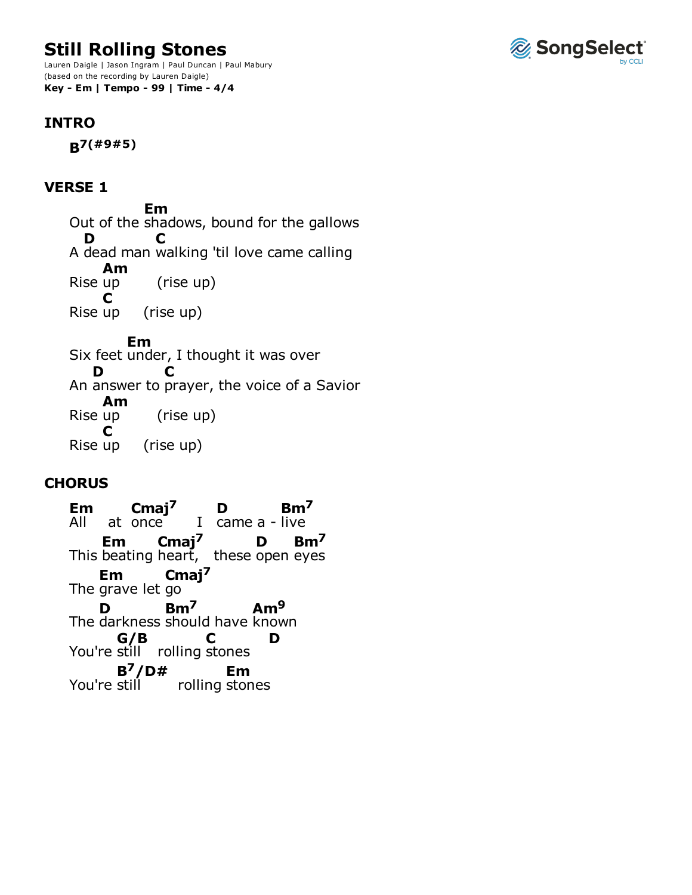# Still Rolling Stones

Lauren Daigle | Jason Ingram | Paul Duncan | Paul Mabury
(based on the recording by Lauren Daigle)
**Key - Em | Tempo - 99 | Time - 4/4**

## INTRO

```
B7(#9#5)
```

## VERSE 1

```
             Em
Out of the shadows, bound for the gallows
  D          C
A dead man walking 'til love came calling
     Am
Rise up        (rise up)
     C
Rise up     (rise up)

          Em
Six feet under, I thought it was over
   D          C
An answer to prayer, the voice of a Savior
     Am
Rise up        (rise up)
     C
Rise up     (rise up)
```

## CHORUS

```
Em      Cmaj7       D         Bm7
All   at  once     I   came a - live
     Em      Cmaj7          D      Bm7
This beating heart,   these open eyes
    Em        Cmaj7
The grave let go
    D          Bm7          Am9
The darkness should have known
       G/B          C         D
You're still    rolling stones
       B7/D#            Em
You're still        rolling stones
```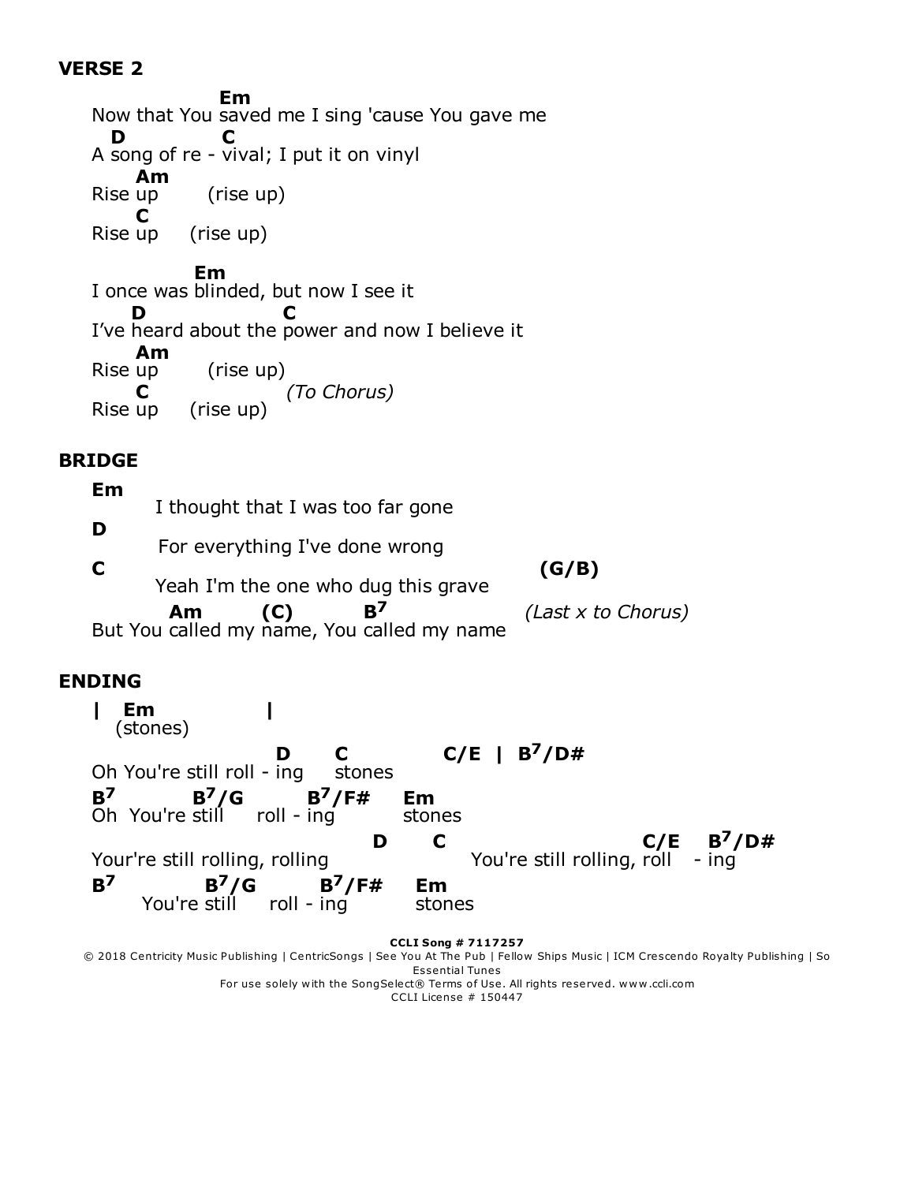## VERSE 2

```
                 Em
Now that You saved me I sing 'cause You gave me
   D          C
A song of re - vival; I put it on vinyl
     Am
Rise up       (rise up)
     C
Rise up    (rise up)

               Em
I once was blinded, but now I see it
    D               C
I've heard about the power and now I believe it
     Am
Rise up       (rise up)
     C                  (To Chorus)
Rise up    (rise up)
```

## BRIDGE

```
Em
      I thought that I was too far gone
D
      For everything I've done wrong
C                                             (G/B)
      Yeah I'm the one who dug this grave
          Am       (C)       B7                 (Last x to Chorus)
But You called my name, You called my name
```

## ENDING

```
|  Em              |
  (stones)
                        D     C           C/E  |  B7/D#
Oh You're still roll - ing    stones
B7          B7/G       B7/F#       Em
Oh  You're still    roll - ing        stones
                                D     C                        C/E   B7/D#
Your're still rolling, rolling             You're still rolling, roll   - ing
B7           B7/G       B7/F#     Em
     You're still    roll - ing       stones
```

**CCLI Song # 7117257**

© 2018 Centricity Music Publishing | CentricSongs | See You At The Pub | Fellow Ships Music | ICM Crescendo Royalty Publishing | So Essential Tunes

For use solely with the SongSelect® Terms of Use. All rights reserved. www.ccli.com

CCLI License # 150447